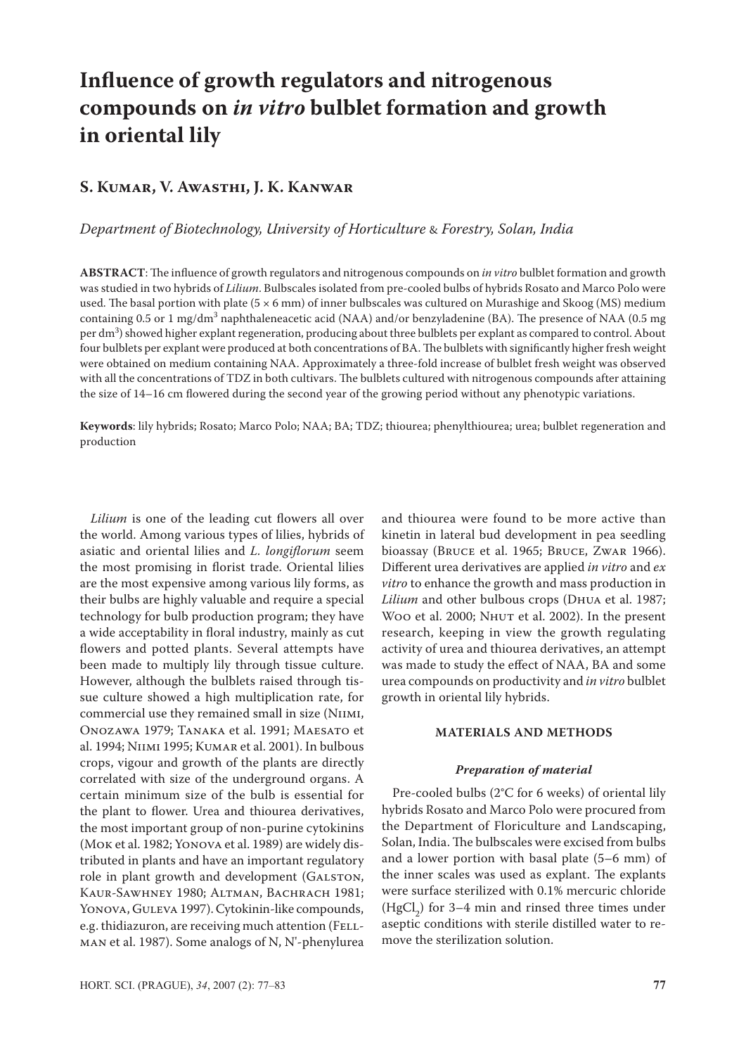# Influence of growth regulators and nitrogenous compounds on *in vitro* bulblet formation and growth in oriental lily

## S. Kumar, V. Awasthi, J. K. Kanwar

*Department of Biotechnology, University of Horticulture & Forestry, Solan, India*

**ABSTRACT**: The influence of growth regulators and nitrogenous compounds on *in vitro* bulblet formation and growth was studied in two hybrids of *Lilium*. Bulbscales isolated from pre-cooled bulbs of hybrids Rosato and Marco Polo were used. The basal portion with plate (5 × 6 mm) of inner bulbscales was cultured on Murashige and Skoog (MS) medium containing 0.5 or 1 mg/$dm^3$ naphthaleneacetic acid (NAA) and/or benzyladenine (BA). The presence of NAA (0.5 mg per $dm^3$) showed higher explant regeneration, producing about three bulblets per explant as compared to control. About four bulblets per explant were produced at both concentrations of BA. The bulblets with significantly higher fresh weight were obtained on medium containing NAA. Approximately a three-fold increase of bulblet fresh weight was observed with all the concentrations of TDZ in both cultivars. The bulblets cultured with nitrogenous compounds after attaining the size of 14–16 cm flowered during the second year of the growing period without any phenotypic variations.

**Keywords**: lily hybrids; Rosato; Marco Polo; NAA; BA; TDZ; thiourea; phenylthiourea; urea; bulblet regeneration and production

*Lilium* is one of the leading cut flowers all over the world. Among various types of lilies, hybrids of asiatic and oriental lilies and *L. longiflorum* seem the most promising in florist trade. Oriental lilies are the most expensive among various lily forms, as their bulbs are highly valuable and require a special technology for bulb production program; they have a wide acceptability in floral industry, mainly as cut flowers and potted plants. Several attempts have been made to multiply lily through tissue culture. However, although the bulblets raised through tissue culture showed a high multiplication rate, for commercial use they remained small in size (Niimi, Onozawa 1979; Tanaka et al. 1991; Maesato et al. 1994; Niimi 1995; Kumar et al. 2001). In bulbous crops, vigour and growth of the plants are directly correlated with size of the underground organs. A certain minimum size of the bulb is essential for the plant to flower. Urea and thiourea derivatives, the most important group of non-purine cytokinins (Mok et al. 1982; Yonova et al. 1989) are widely distributed in plants and have an important regulatory role in plant growth and development (Galston, Kaur-Sawhney 1980; Altman, Bachrach 1981; Yonova, Guleva 1997). Cytokinin-like compounds, e.g. thidiazuron, are receiving much attention (Fellman et al. 1987). Some analogs of N, N'-phenylurea and thiourea were found to be more active than kinetin in lateral bud development in pea seedling bioassay (Bruce et al. 1965; Bruce, Zwar 1966). Different urea derivatives are applied *in vitro* and *ex vitro* to enhance the growth and mass production in *Lilium* and other bulbous crops (Dhua et al. 1987; Woo et al. 2000; Nhut et al. 2002). In the present research, keeping in view the growth regulating activity of urea and thiourea derivatives, an attempt was made to study the effect of NAA, BA and some urea compounds on productivity and *in vitro* bulblet growth in oriental lily hybrids.

## MATERIALS AND METHODS

### *Preparation of material*

Pre-cooled bulbs (2°C for 6 weeks) of oriental lily hybrids Rosato and Marco Polo were procured from the Department of Floriculture and Landscaping, Solan, India. The bulbscales were excised from bulbs and a lower portion with basal plate (5–6 mm) of the inner scales was used as explant. The explants were surface sterilized with 0.1% mercuric chloride ($HgCl_2$) for 3–4 min and rinsed three times under aseptic conditions with sterile distilled water to remove the sterilization solution.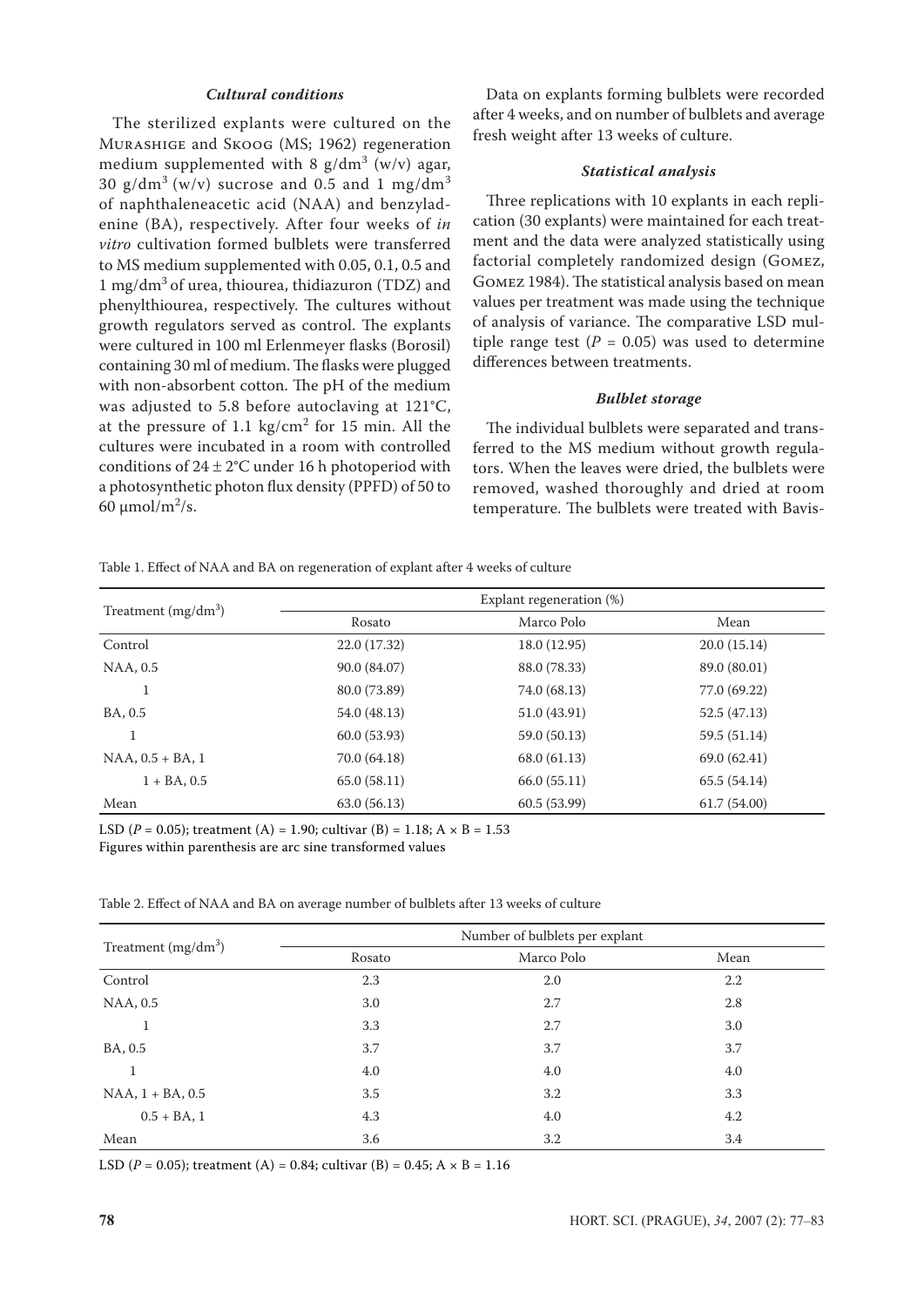### *Cultural conditions*

The sterilized explants were cultured on the Murashige and Skoog (MS; 1962) regeneration medium supplemented with 8 g/dm$^3$ (w/v) agar, 30 g/dm$^3$ (w/v) sucrose and 0.5 and 1 mg/dm$^3$ of naphthaleneacetic acid (NAA) and benzyladenine (BA), respectively. After four weeks of *in vitro* cultivation formed bulblets were transferred to MS medium supplemented with 0.05, 0.1, 0.5 and 1 mg/dm$^3$ of urea, thiourea, thidiazuron (TDZ) and phenylthiourea, respectively. The cultures without growth regulators served as control. The explants were cultured in 100 ml Erlenmeyer flasks (Borosil) containing 30 ml of medium. The flasks were plugged with non-absorbent cotton. The pH of the medium was adjusted to 5.8 before autoclaving at 121°C, at the pressure of 1.1 kg/cm$^2$ for 15 min. All the cultures were incubated in a room with controlled conditions of 24 ± 2°C under 16 h photoperiod with a photosynthetic photon flux density (PPFD) of 50 to 60 μmol/m$^2$/s.

Data on explants forming bulblets were recorded after 4 weeks, and on number of bulblets and average fresh weight after 13 weeks of culture.

### *Statistical analysis*

Three replications with 10 explants in each replication (30 explants) were maintained for each treatment and the data were analyzed statistically using factorial completely randomized design (Gomez, Gomez 1984). The statistical analysis based on mean values per treatment was made using the technique of analysis of variance. The comparative LSD multiple range test ($P$ = 0.05) was used to determine differences between treatments.

### *Bulblet storage*

The individual bulblets were separated and transferred to the MS medium without growth regulators. When the leaves were dried, the bulblets were removed, washed thoroughly and dried at room temperature. The bulblets were treated with Bavis-

Table 1. Effect of NAA and BA on regeneration of explant after 4 weeks of culture

| Treatment (mg/dm$^3$) | Explant regeneration (%) | | |
|---|---|---|---|
| | Rosato | Marco Polo | Mean |
| Control | 22.0 (17.32) | 18.0 (12.95) | 20.0 (15.14) |
| NAA, 0.5 | 90.0 (84.07) | 88.0 (78.33) | 89.0 (80.01) |
| 1 | 80.0 (73.89) | 74.0 (68.13) | 77.0 (69.22) |
| BA, 0.5 | 54.0 (48.13) | 51.0 (43.91) | 52.5 (47.13) |
| 1 | 60.0 (53.93) | 59.0 (50.13) | 59.5 (51.14) |
| NAA, 0.5 + BA, 1 | 70.0 (64.18) | 68.0 (61.13) | 69.0 (62.41) |
| 1 + BA, 0.5 | 65.0 (58.11) | 66.0 (55.11) | 65.5 (54.14) |
| Mean | 63.0 (56.13) | 60.5 (53.99) | 61.7 (54.00) |

LSD ($P$ = 0.05); treatment (A) = 1.90; cultivar (B) = 1.18; A × B = 1.53
Figures within parenthesis are arc sine transformed values

Table 2. Effect of NAA and BA on average number of bulblets after 13 weeks of culture

| Treatment (mg/dm$^3$) | Number of bulblets per explant | | |
|---|---|---|---|
| | Rosato | Marco Polo | Mean |
| Control | 2.3 | 2.0 | 2.2 |
| NAA, 0.5 | 3.0 | 2.7 | 2.8 |
| 1 | 3.3 | 2.7 | 3.0 |
| BA, 0.5 | 3.7 | 3.7 | 3.7 |
| 1 | 4.0 | 4.0 | 4.0 |
| NAA, 1 + BA, 0.5 | 3.5 | 3.2 | 3.3 |
| 0.5 + BA, 1 | 4.3 | 4.0 | 4.2 |
| Mean | 3.6 | 3.2 | 3.4 |

LSD ($P$ = 0.05); treatment (A) = 0.84; cultivar (B) = 0.45; A × B = 1.16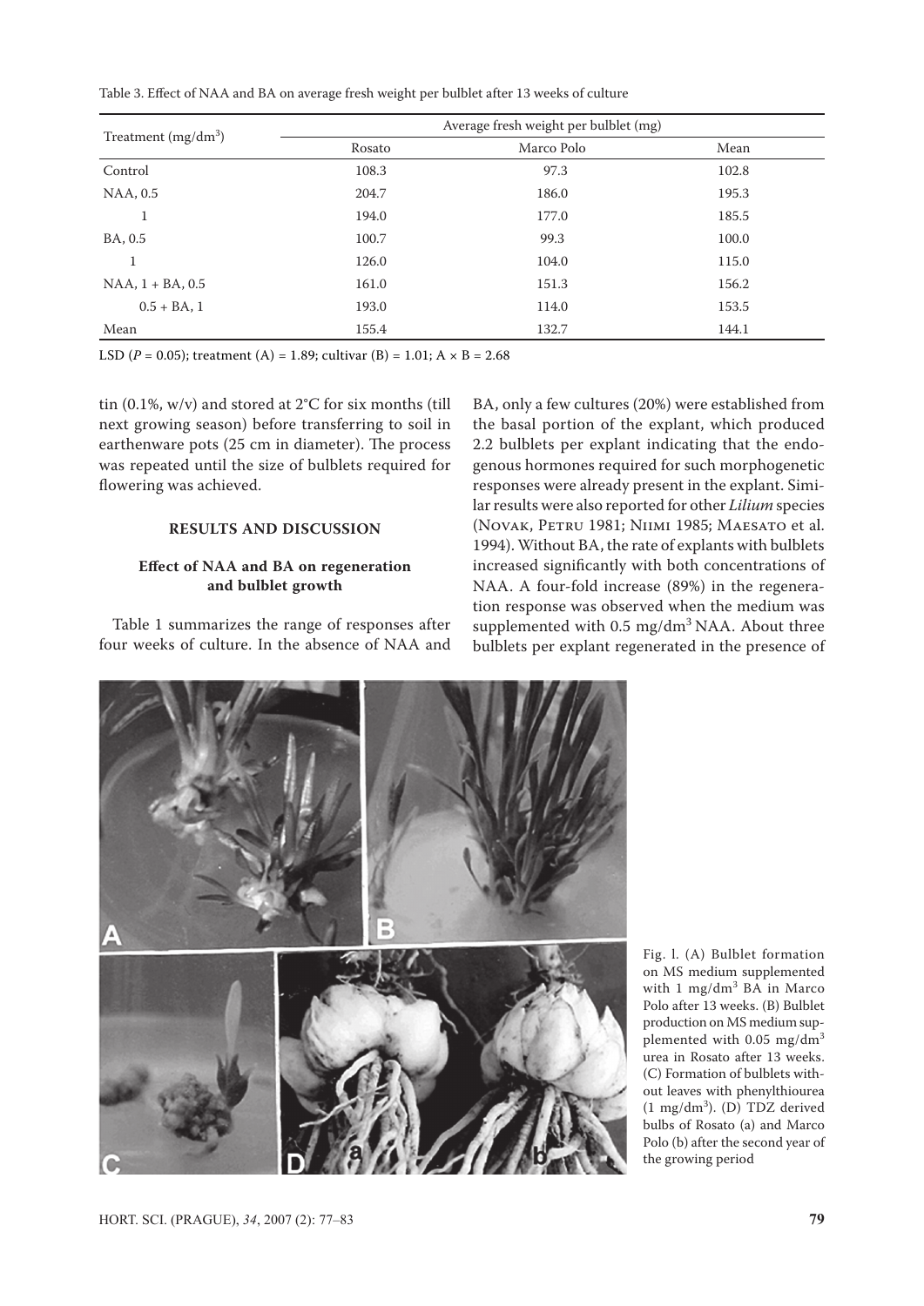Table 3. Effect of NAA and BA on average fresh weight per bulblet after 13 weeks of culture

| Treatment (mg/dm$^3$) | Average fresh weight per bulblet (mg) | | |
|---|---|---|---|
| | Rosato | Marco Polo | Mean |
| Control | 108.3 | 97.3 | 102.8 |
| NAA, 0.5 | 204.7 | 186.0 | 195.3 |
| 1 | 194.0 | 177.0 | 185.5 |
| BA, 0.5 | 100.7 | 99.3 | 100.0 |
| 1 | 126.0 | 104.0 | 115.0 |
| NAA, 1 + BA, 0.5 | 161.0 | 151.3 | 156.2 |
| 0.5 + BA, 1 | 193.0 | 114.0 | 153.5 |
| Mean | 155.4 | 132.7 | 144.1 |

LSD ($P = 0.05$); treatment (A) = 1.89; cultivar (B) = 1.01; A × B = 2.68

tin (0.1%, w/v) and stored at 2°C for six months (till next growing season) before transferring to soil in earthenware pots (25 cm in diameter). The process was repeated until the size of bulblets required for flowering was achieved.

## RESULTS AND DISCUSSION

### Effect of NAA and BA on regeneration and bulblet growth

Table 1 summarizes the range of responses after four weeks of culture. In the absence of NAA and BA, only a few cultures (20%) were established from the basal portion of the explant, which produced 2.2 bulblets per explant indicating that the endogenous hormones required for such morphogenetic responses were already present in the explant. Similar results were also reported for other *Lilium* species (Novak, Petru 1981; Niimi 1985; Maesato et al. 1994). Without BA, the rate of explants with bulblets increased significantly with both concentrations of NAA. A four-fold increase (89%) in the regeneration response was observed when the medium was supplemented with 0.5 mg/dm$^3$ NAA. About three bulblets per explant regenerated in the presence of

Fig. 1. (A) Bulblet formation on MS medium supplemented with 1 mg/dm$^3$ BA in Marco Polo after 13 weeks. (B) Bulblet production on MS medium supplemented with 0.05 mg/dm$^3$ urea in Rosato after 13 weeks. (C) Formation of bulblets without leaves with phenylthiourea (1 mg/dm$^3$). (D) TDZ derived bulbs of Rosato (a) and Marco Polo (b) after the second year of the growing period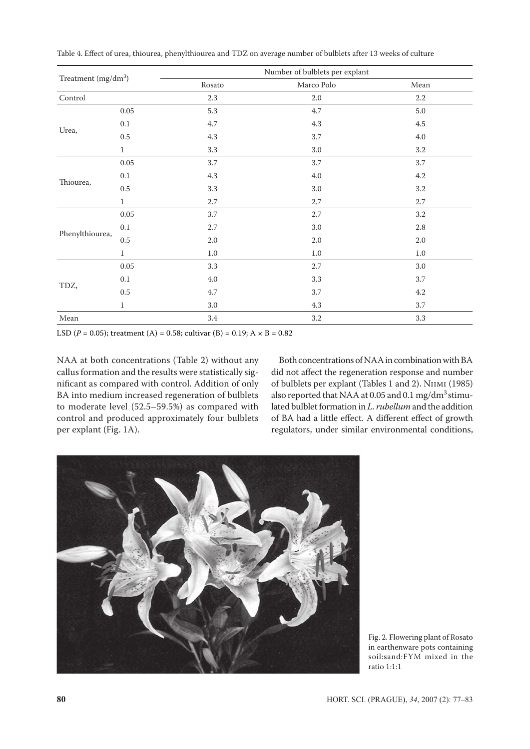Table 4. Effect of urea, thiourea, phenylthiourea and TDZ on average number of bulblets after 13 weeks of culture

| Treatment (mg/dm$^3$) | | Number of bulblets per explant | | |
|---|---|---|---|---|
| | | Rosato | Marco Polo | Mean |
| Control | | 2.3 | 2.0 | 2.2 |
| Urea, | 0.05 | 5.3 | 4.7 | 5.0 |
| | 0.1 | 4.7 | 4.3 | 4.5 |
| | 0.5 | 4.3 | 3.7 | 4.0 |
| | 1 | 3.3 | 3.0 | 3.2 |
| Thiourea, | 0.05 | 3.7 | 3.7 | 3.7 |
| | 0.1 | 4.3 | 4.0 | 4.2 |
| | 0.5 | 3.3 | 3.0 | 3.2 |
| | 1 | 2.7 | 2.7 | 2.7 |
| Phenylthiourea, | 0.05 | 3.7 | 2.7 | 3.2 |
| | 0.1 | 2.7 | 3.0 | 2.8 |
| | 0.5 | 2.0 | 2.0 | 2.0 |
| | 1 | 1.0 | 1.0 | 1.0 |
| TDZ, | 0.05 | 3.3 | 2.7 | 3.0 |
| | 0.1 | 4.0 | 3.3 | 3.7 |
| | 0.5 | 4.7 | 3.7 | 4.2 |
| | 1 | 3.0 | 4.3 | 3.7 |
| Mean | | 3.4 | 3.2 | 3.3 |

LSD ($P$ = 0.05); treatment (A) = 0.58; cultivar (B) = 0.19; A × B = 0.82

NAA at both concentrations (Table 2) without any callus formation and the results were statistically significant as compared with control. Addition of only BA into medium increased regeneration of bulblets to moderate level (52.5–59.5%) as compared with control and produced approximately four bulblets per explant (Fig. 1A).

Both concentrations of NAA in combination with BA did not affect the regeneration response and number of bulblets per explant (Tables 1 and 2). Niimi (1985) also reported that NAA at 0.05 and 0.1 mg/dm$^3$ stimulated bulblet formation in *L. rubellum* and the addition of BA had a little effect. A different effect of growth regulators, under similar environmental conditions,

Fig. 2. Flowering plant of Rosato in earthenware pots containing soil:sand:FYM mixed in the ratio 1:1:1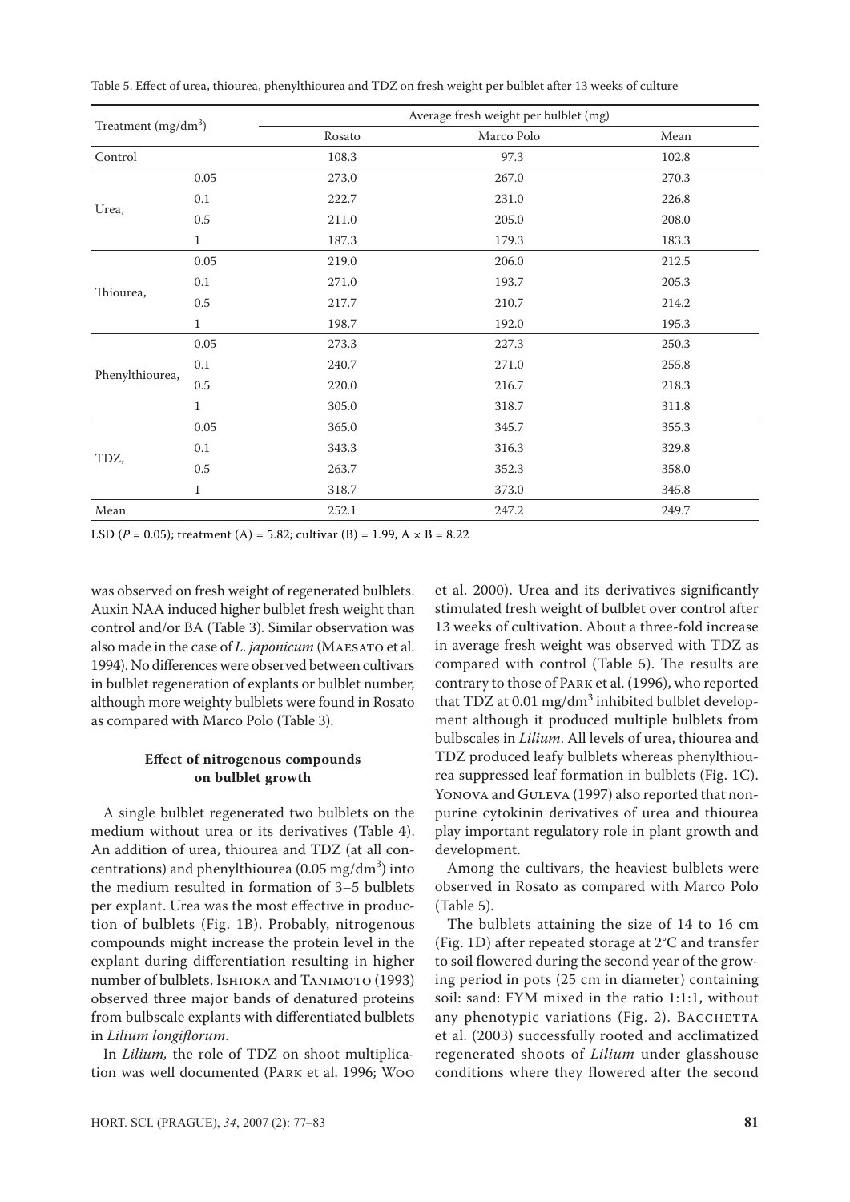Table 5. Effect of urea, thiourea, phenylthiourea and TDZ on fresh weight per bulblet after 13 weeks of culture

| Treatment (mg/dm³) | | Average fresh weight per bulblet (mg) | | |
|---|---|---|---|---|
| | | Rosato | Marco Polo | Mean |
| Control | | 108.3 | 97.3 | 102.8 |
| Urea, | 0.05 | 273.0 | 267.0 | 270.3 |
| | 0.1 | 222.7 | 231.0 | 226.8 |
| | 0.5 | 211.0 | 205.0 | 208.0 |
| | 1 | 187.3 | 179.3 | 183.3 |
| Thiourea, | 0.05 | 219.0 | 206.0 | 212.5 |
| | 0.1 | 271.0 | 193.7 | 205.3 |
| | 0.5 | 217.7 | 210.7 | 214.2 |
| | 1 | 198.7 | 192.0 | 195.3 |
| Phenylthiourea, | 0.05 | 273.3 | 227.3 | 250.3 |
| | 0.1 | 240.7 | 271.0 | 255.8 |
| | 0.5 | 220.0 | 216.7 | 218.3 |
| | 1 | 305.0 | 318.7 | 311.8 |
| TDZ, | 0.05 | 365.0 | 345.7 | 355.3 |
| | 0.1 | 343.3 | 316.3 | 329.8 |
| | 0.5 | 263.7 | 352.3 | 358.0 |
| | 1 | 318.7 | 373.0 | 345.8 |
| Mean | | 252.1 | 247.2 | 249.7 |

LSD ($P$ = 0.05); treatment (A) = 5.82; cultivar (B) = 1.99, A × B = 8.22

was observed on fresh weight of regenerated bulblets. Auxin NAA induced higher bulblet fresh weight than control and/or BA (Table 3). Similar observation was also made in the case of *L. japonicum* (Maesato et al. 1994). No differences were observed between cultivars in bulblet regeneration of explants or bulblet number, although more weighty bulblets were found in Rosato as compared with Marco Polo (Table 3).

### Effect of nitrogenous compounds on bulblet growth

A single bulblet regenerated two bulblets on the medium without urea or its derivatives (Table 4). An addition of urea, thiourea and TDZ (at all concentrations) and phenylthiourea (0.05 mg/dm³) into the medium resulted in formation of 3–5 bulblets per explant. Urea was the most effective in production of bulblets (Fig. 1B). Probably, nitrogenous compounds might increase the protein level in the explant during differentiation resulting in higher number of bulblets. Ishioka and Tanimoto (1993) observed three major bands of denatured proteins from bulbscale explants with differentiated bulblets in *Lilium longiflorum*.

In *Lilium,* the role of TDZ on shoot multiplication was well documented (Park et al. 1996; Woo et al. 2000). Urea and its derivatives significantly stimulated fresh weight of bulblet over control after 13 weeks of cultivation. About a three-fold increase in average fresh weight was observed with TDZ as compared with control (Table 5). The results are contrary to those of Park et al. (1996), who reported that TDZ at 0.01 mg/dm³ inhibited bulblet development although it produced multiple bulblets from bulbscales in *Lilium*. All levels of urea, thiourea and TDZ produced leafy bulblets whereas phenylthiourea suppressed leaf formation in bulblets (Fig. 1C). Yonova and Guleva (1997) also reported that nonpurine cytokinin derivatives of urea and thiourea play important regulatory role in plant growth and development.

Among the cultivars, the heaviest bulblets were observed in Rosato as compared with Marco Polo (Table 5).

The bulblets attaining the size of 14 to 16 cm (Fig. 1D) after repeated storage at 2°C and transfer to soil flowered during the second year of the growing period in pots (25 cm in diameter) containing soil: sand: FYM mixed in the ratio 1:1:1, without any phenotypic variations (Fig. 2). Bacchetta et al. (2003) successfully rooted and acclimatized regenerated shoots of *Lilium* under glasshouse conditions where they flowered after the second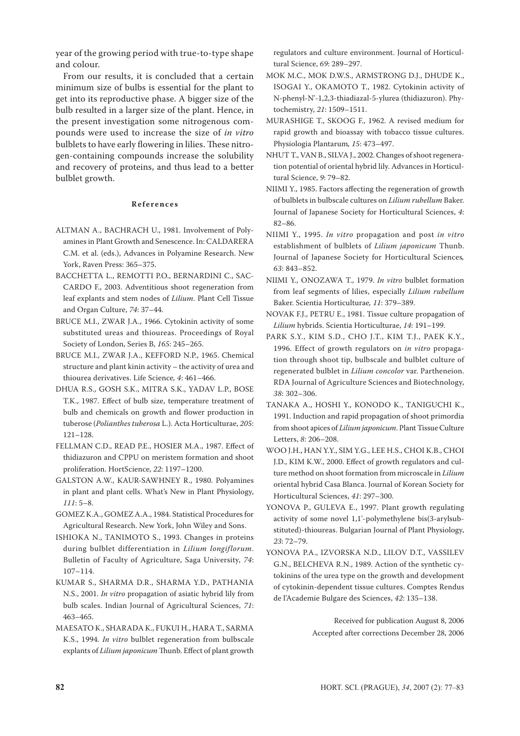year of the growing period with true-to-type shape and colour.

From our results, it is concluded that a certain minimum size of bulbs is essential for the plant to get into its reproductive phase. A bigger size of the bulb resulted in a larger size of the plant. Hence, in the present investigation some nitrogenous compounds were used to increase the size of *in vitro* bulblets to have early flowering in lilies. These nitrogen-containing compounds increase the solubility and recovery of proteins, and thus lead to a better bulblet growth.

## References

ALTMAN A., BACHRACH U., 1981. Involvement of Polyamines in Plant Growth and Senescence. In: CALDARERA C.M. et al. (eds.), Advances in Polyamine Research. New York, Raven Press: 365–375.

BACCHETTA L., REMOTTI P.O., BERNARDINI C., SACCARDO F., 2003. Adventitious shoot regeneration from leaf explants and stem nodes of *Lilium*. Plant Cell Tissue and Organ Culture, *74*: 37–44.

BRUCE M.I., ZWAR J.A., 1966. Cytokinin activity of some substituted ureas and thioureas. Proceedings of Royal Society of London, Series B, *165*: 245–265.

BRUCE M.I., ZWAR J.A., KEFFORD N.P., 1965. Chemical structure and plant kinin activity – the activity of urea and thiourea derivatives. Life Science*, 4*: 461–466.

DHUA R.S., GOSH S.K., MITRA S.K., YADAV L.P., BOSE T.K., 1987. Effect of bulb size, temperature treatment of bulb and chemicals on growth and flower production in tuberose (*Polianthes tuberosa* L.). Acta Horticulturae, *205*: 121–128.

FELLMAN C.D., READ P.E., HOSIER M.A., 1987. Effect of thidiazuron and CPPU on meristem formation and shoot proliferation. HortScience, *22*: 1197–1200.

GALSTON A.W., KAUR-SAWHNEY R., 1980. Polyamines in plant and plant cells. What's New in Plant Physiology, *111*: 5–8.

GOMEZ K.A., GOMEZ A.A., 1984. Statistical Procedures for Agricultural Research. New York, John Wiley and Sons.

ISHIOKA N., TANIMOTO S., 1993. Changes in proteins during bulblet differentiation in *Lilium longiflorum*. Bulletin of Faculty of Agriculture, Saga University, *74*: 107–114.

KUMAR S., SHARMA D.R., SHARMA Y.D., PATHANIA N.S., 2001. *In vitro* propagation of asiatic hybrid lily from bulb scales. Indian Journal of Agricultural Sciences, *71*: 463–465.

MAESATO K., SHARADA K., FUKUI H., HARA T., SARMA K.S., 1994. *In vitro* bulblet regeneration from bulbscale explants of *Lilium japonicum* Thunb. Effect of plant growth regulators and culture environment. Journal of Horticultural Science, *69*: 289–297.

MOK M.C., MOK D.W.S., ARMSTRONG D.J., DHUDE K., ISOGAI Y., OKAMOTO T., 1982. Cytokinin activity of N-phenyl-N'-1,2,3-thiadiazal-5-ylurea (thidiazuron). Phytochemistry, *21*: 1509–1511.

MURASHIGE T., SKOOG F., 1962. A revised medium for rapid growth and bioassay with tobacco tissue cultures. Physiologia Plantarum*, 15*: 473–497.

NHUT T., VAN B., SILVA J., 2002. Changes of shoot regeneration potential of oriental hybrid lily. Advances in Horticultural Science, *9*: 79–82.

NIIMI Y., 1985. Factors affecting the regeneration of growth of bulblets in bulbscale cultures on *Lilium rubellum* Baker. Journal of Japanese Society for Horticultural Sciences, *4*: 82–86.

NIIMI Y., 1995. *In vitro* propagation and post *in vitro* establishment of bulblets of *Lilium japonicum* Thunb. Journal of Japanese Society for Horticultural Sciences*, 63*: 843–852.

NIIMI Y., ONOZAWA T., 1979. *In vitro* bulblet formation from leaf segments of lilies, especially *Lilium rubellum* Baker. Scientia Horticulturae*, 11*: 379–389.

NOVAK F.J., PETRU E., 1981. Tissue culture propagation of *Lilium* hybrids. Scientia Horticulturae, *14*: 191–199.

PARK S.Y., KIM S.D., CHO J.T., KIM T.J., PAEK K.Y., 1996. Effect of growth regulators on *in vitro* propagation through shoot tip, bulbscale and bulblet culture of regenerated bulblet in *Lilium concolor* var. Partheneion. RDA Journal of Agriculture Sciences and Biotechnology, *38*: 302–306.

TANAKA A., HOSHI Y., KONODO K., TANIGUCHI K., 1991. Induction and rapid propagation of shoot primordia from shoot apices of *Lilium japonicum*. Plant Tissue Culture Letters, *8*: 206–208.

WOO J.H., HAN Y.Y., SIM Y.G., LEE H.S., CHOI K.B., CHOI J.D., KIM K.W., 2000. Effect of growth regulators and culture method on shoot formation from microscale in *Lilium* oriental hybrid Casa Blanca. Journal of Korean Society for Horticultural Sciences, *41*: 297–300.

YONOVA P., GULEVA E., 1997. Plant growth regulating activity of some novel 1,1'-polymethylene bis(3-arylsubstituted)-thioureas. Bulgarian Journal of Plant Physiology, *23*: 72–79.

YONOVA P.A., IZVORSKA N.D., LILOV D.T., VASSILEV G.N., BELCHEVA R.N., 1989. Action of the synthetic cytokinins of the urea type on the growth and development of cytokinin-dependent tissue cultures. Comptes Rendus de l'Academie Bulgare des Sciences, *42*: 135–138.

Received for publication August 8, 2006
Accepted after corrections December 28, 2006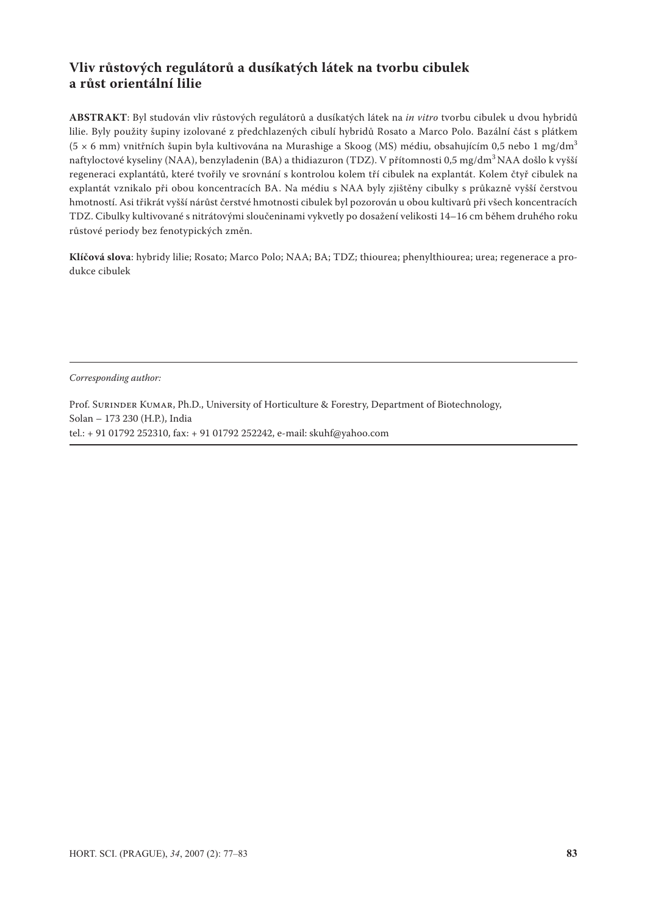## Vliv růstových regulátorů a dusíkatých látek na tvorbu cibulek a růst orientální lilie

**ABSTRAKT**: Byl studován vliv růstových regulátorů a dusíkatých látek na *in vitro* tvorbu cibulek u dvou hybridů lilie. Byly použity šupiny izolované z předchlazených cibulí hybridů Rosato a Marco Polo. Bazální část s plátkem (5 × 6 mm) vnitřních šupin byla kultivována na Murashige a Skoog (MS) médiu, obsahujícím 0,5 nebo 1 mg/dm$^3$ naftyloctové kyseliny (NAA), benzyladenin (BA) a thidiazuron (TDZ). V přítomnosti 0,5 mg/dm$^3$ NAA došlo k vyšší regeneraci explantátů, které tvořily ve srovnání s kontrolou kolem tří cibulek na explantát. Kolem čtyř cibulek na explantát vznikalo při obou koncentracích BA. Na médiu s NAA byly zjištěny cibulky s průkazně vyšší čerstvou hmotností. Asi třikrát vyšší nárůst čerstvé hmotnosti cibulek byl pozorován u obou kultivarů při všech koncentracích TDZ. Cibulky kultivované s nitrátovými sloučeninami vykvetly po dosažení velikosti 14–16 cm během druhého roku růstové periody bez fenotypických změn.

**Klíčová slova**: hybridy lilie; Rosato; Marco Polo; NAA; BA; TDZ; thiourea; phenylthiourea; urea; regenerace a produkce cibulek

---

*Corresponding author:*

Prof. Surinder Kumar, Ph.D., University of Horticulture & Forestry, Department of Biotechnology, Solan – 173 230 (H.P.), India
tel.: + 91 01792 252310, fax: + 91 01792 252242, e-mail: skuhf@yahoo.com